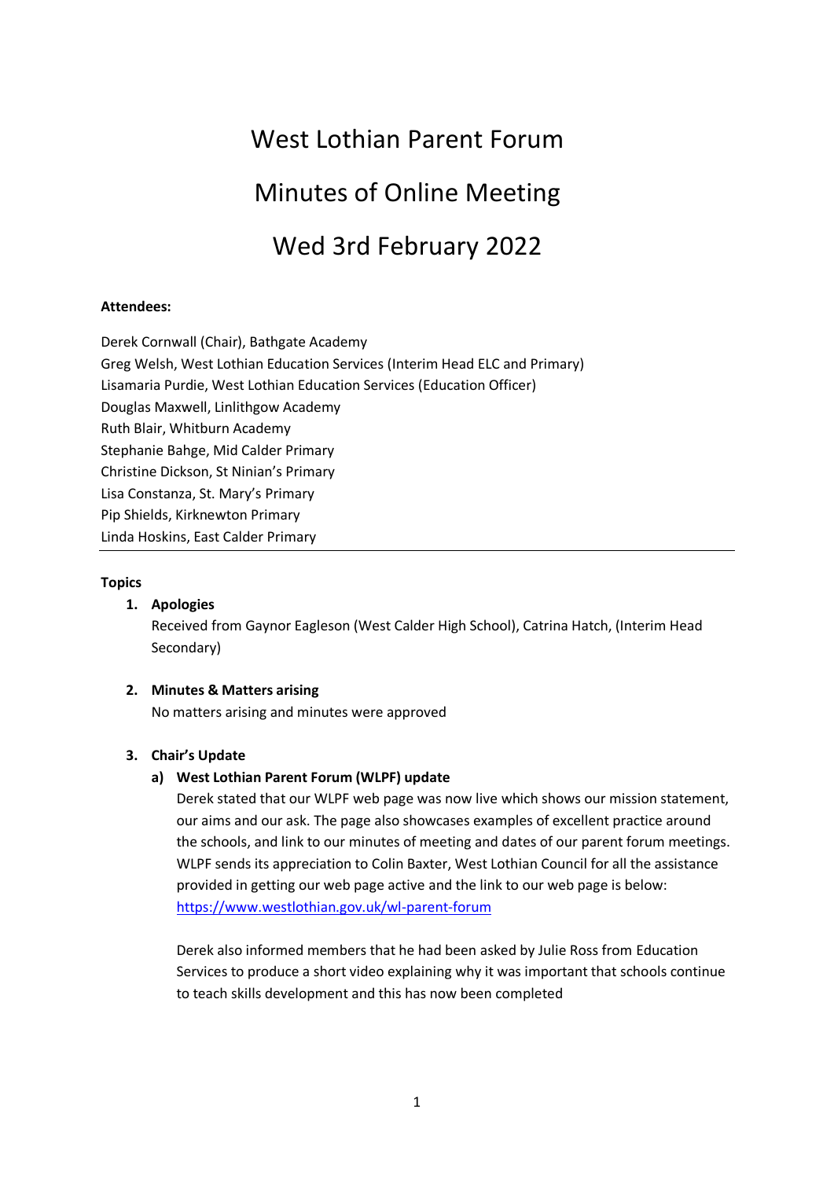# West Lothian Parent Forum

# Minutes of Online Meeting

# Wed 3rd February 2022

**Attendees:**

Derek Cornwall (Chair), Bathgate Academy
Greg Welsh, West Lothian Education Services (Interim Head ELC and Primary)
Lisamaria Purdie, West Lothian Education Services (Education Officer)
Douglas Maxwell, Linlithgow Academy
Ruth Blair, Whitburn Academy
Stephanie Bahge, Mid Calder Primary
Christine Dickson, St Ninian's Primary
Lisa Constanza, St. Mary's Primary
Pip Shields, Kirknewton Primary
Linda Hoskins, East Calder Primary

---

**Topics**

1. **Apologies**
   Received from Gaynor Eagleson (West Calder High School), Catrina Hatch, (Interim Head Secondary)

2. **Minutes & Matters arising**
   No matters arising and minutes were approved

3. **Chair's Update**
   a) **West Lothian Parent Forum (WLPF) update**
      Derek stated that our WLPF web page was now live which shows our mission statement, our aims and our ask. The page also showcases examples of excellent practice around the schools, and link to our minutes of meeting and dates of our parent forum meetings. WLPF sends its appreciation to Colin Baxter, West Lothian Council for all the assistance provided in getting our web page active and the link to our web page is below:
      https://www.westlothian.gov.uk/wl-parent-forum

      Derek also informed members that he had been asked by Julie Ross from Education Services to produce a short video explaining why it was important that schools continue to teach skills development and this has now been completed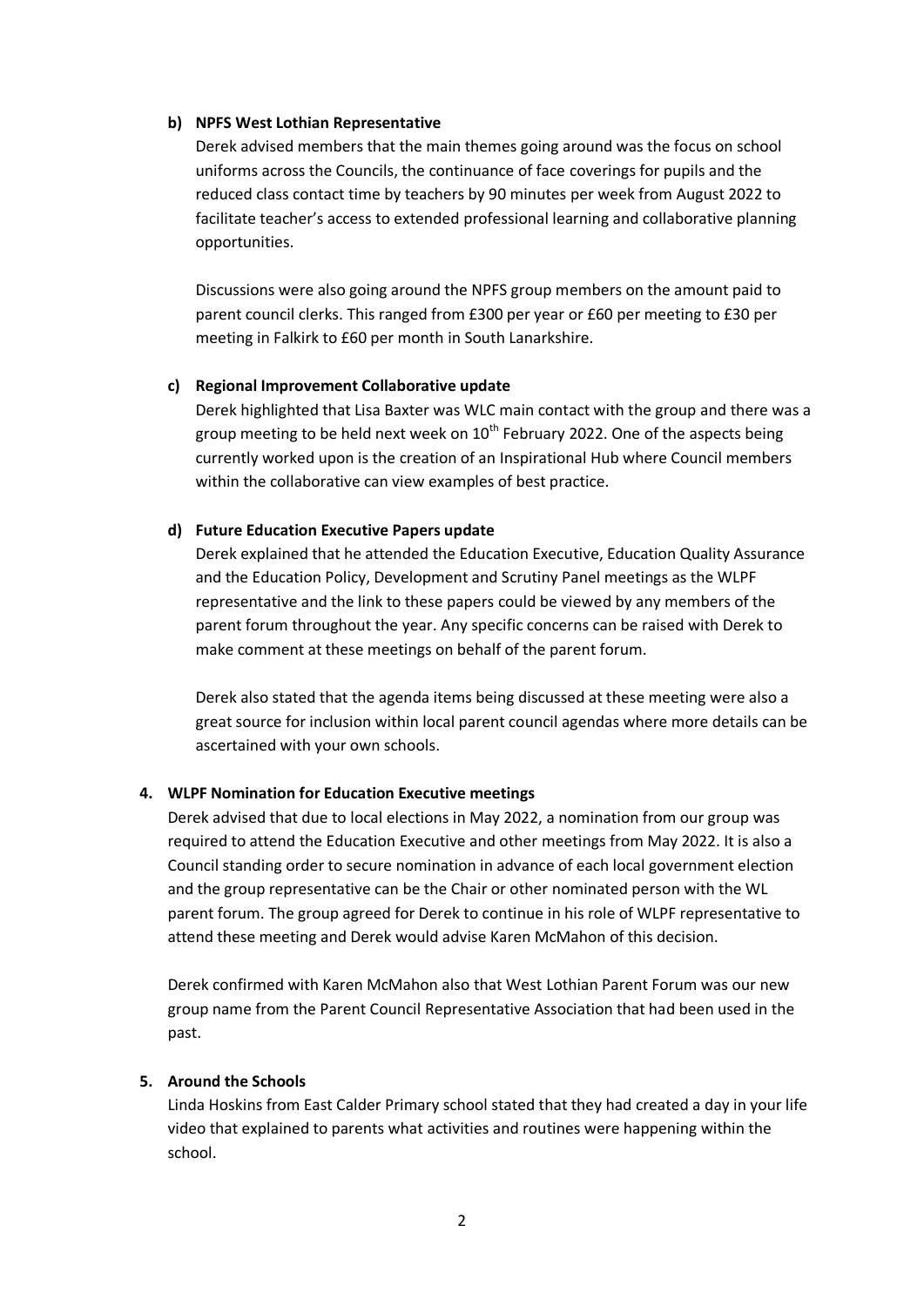**b) NPFS West Lothian Representative**

Derek advised members that the main themes going around was the focus on school uniforms across the Councils, the continuance of face coverings for pupils and the reduced class contact time by teachers by 90 minutes per week from August 2022 to facilitate teacher's access to extended professional learning and collaborative planning opportunities.

Discussions were also going around the NPFS group members on the amount paid to parent council clerks. This ranged from £300 per year or £60 per meeting to £30 per meeting in Falkirk to £60 per month in South Lanarkshire.

**c) Regional Improvement Collaborative update**

Derek highlighted that Lisa Baxter was WLC main contact with the group and there was a group meeting to be held next week on 10th February 2022. One of the aspects being currently worked upon is the creation of an Inspirational Hub where Council members within the collaborative can view examples of best practice.

**d) Future Education Executive Papers update**

Derek explained that he attended the Education Executive, Education Quality Assurance and the Education Policy, Development and Scrutiny Panel meetings as the WLPF representative and the link to these papers could be viewed by any members of the parent forum throughout the year. Any specific concerns can be raised with Derek to make comment at these meetings on behalf of the parent forum.

Derek also stated that the agenda items being discussed at these meeting were also a great source for inclusion within local parent council agendas where more details can be ascertained with your own schools.

**4. WLPF Nomination for Education Executive meetings**

Derek advised that due to local elections in May 2022, a nomination from our group was required to attend the Education Executive and other meetings from May 2022. It is also a Council standing order to secure nomination in advance of each local government election and the group representative can be the Chair or other nominated person with the WL parent forum. The group agreed for Derek to continue in his role of WLPF representative to attend these meeting and Derek would advise Karen McMahon of this decision.

Derek confirmed with Karen McMahon also that West Lothian Parent Forum was our new group name from the Parent Council Representative Association that had been used in the past.

**5. Around the Schools**

Linda Hoskins from East Calder Primary school stated that they had created a day in your life video that explained to parents what activities and routines were happening within the school.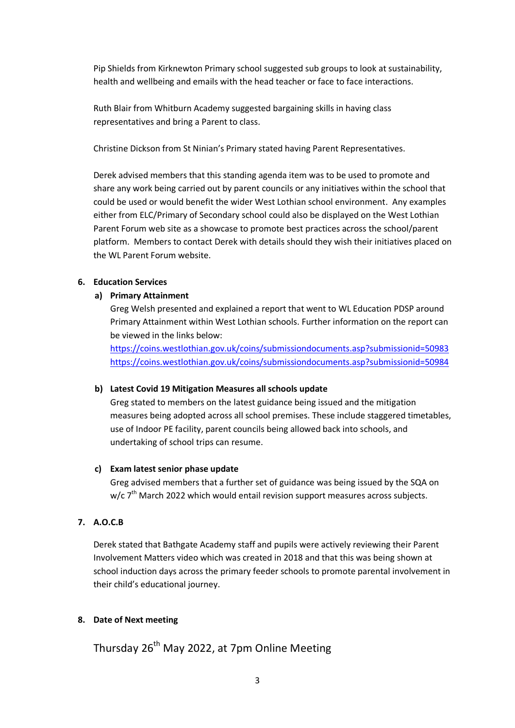Pip Shields from Kirknewton Primary school suggested sub groups to look at sustainability, health and wellbeing and emails with the head teacher or face to face interactions.

Ruth Blair from Whitburn Academy suggested bargaining skills in having class representatives and bring a Parent to class.

Christine Dickson from St Ninian's Primary stated having Parent Representatives.

Derek advised members that this standing agenda item was to be used to promote and share any work being carried out by parent councils or any initiatives within the school that could be used or would benefit the wider West Lothian school environment. Any examples either from ELC/Primary of Secondary school could also be displayed on the West Lothian Parent Forum web site as a showcase to promote best practices across the school/parent platform. Members to contact Derek with details should they wish their initiatives placed on the WL Parent Forum website.

## 6. Education Services

### a) Primary Attainment

Greg Welsh presented and explained a report that went to WL Education PDSP around Primary Attainment within West Lothian schools. Further information on the report can be viewed in the links below:
https://coins.westlothian.gov.uk/coins/submissiondocuments.asp?submissionid=50983
https://coins.westlothian.gov.uk/coins/submissiondocuments.asp?submissionid=50984

### b) Latest Covid 19 Mitigation Measures all schools update

Greg stated to members on the latest guidance being issued and the mitigation measures being adopted across all school premises. These include staggered timetables, use of Indoor PE facility, parent councils being allowed back into schools, and undertaking of school trips can resume.

### c) Exam latest senior phase update

Greg advised members that a further set of guidance was being issued by the SQA on w/c 7th March 2022 which would entail revision support measures across subjects.

## 7. A.O.C.B

Derek stated that Bathgate Academy staff and pupils were actively reviewing their Parent Involvement Matters video which was created in 2018 and that this was being shown at school induction days across the primary feeder schools to promote parental involvement in their child's educational journey.

## 8. Date of Next meeting

Thursday 26th May 2022, at 7pm Online Meeting